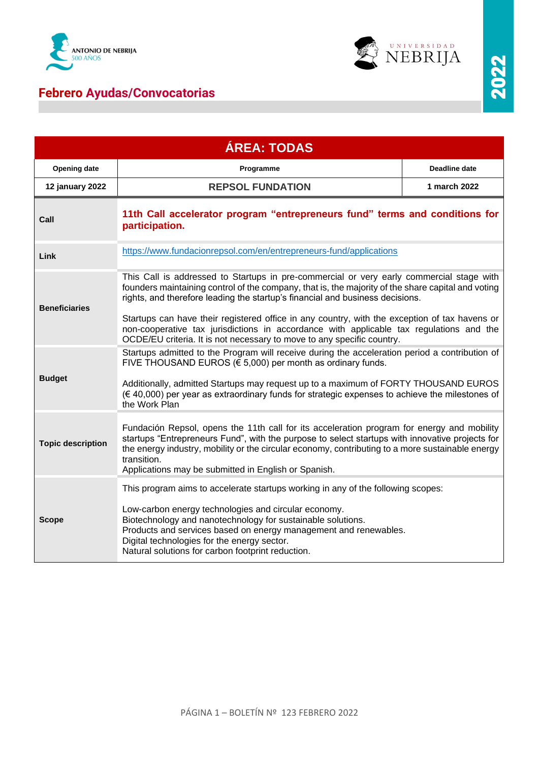# Febrero Ayudas/Convocatorias

| ÁREA: TODAS | | |
|---|---|---|
| **Opening date** | **Programme** | **Deadline date** |
| **12 january 2022** | **REPSOL FUNDATION** | **1 march 2022** |

| | |
|---|---|
| **Call** | **11th Call accelerator program "entrepreneurs fund" terms and conditions for participation.** |
| **Link** | https://www.fundacionrepsol.com/en/entrepreneurs-fund/applications |
| **Beneficiaries** | This Call is addressed to Startups in pre-commercial or very early commercial stage with founders maintaining control of the company, that is, the majority of the share capital and voting rights, and therefore leading the startup's financial and business decisions.<br><br>Startups can have their registered office in any country, with the exception of tax havens or non-cooperative tax jurisdictions in accordance with applicable tax regulations and the OCDE/EU criteria. It is not necessary to move to any specific country. |
| **Budget** | Startups admitted to the Program will receive during the acceleration period a contribution of FIVE THOUSAND EUROS (€ 5,000) per month as ordinary funds.<br><br>Additionally, admitted Startups may request up to a maximum of FORTY THOUSAND EUROS (€ 40,000) per year as extraordinary funds for strategic expenses to achieve the milestones of the Work Plan |
| **Topic description** | Fundación Repsol, opens the 11th call for its acceleration program for energy and mobility startups "Entrepreneurs Fund", with the purpose to select startups with innovative projects for the energy industry, mobility or the circular economy, contributing to a more sustainable energy transition.<br>Applications may be submitted in English or Spanish. |
| **Scope** | This program aims to accelerate startups working in any of the following scopes:<br><br>Low-carbon energy technologies and circular economy.<br>Biotechnology and nanotechnology for sustainable solutions.<br>Products and services based on energy management and renewables.<br>Digital technologies for the energy sector.<br>Natural solutions for carbon footprint reduction. |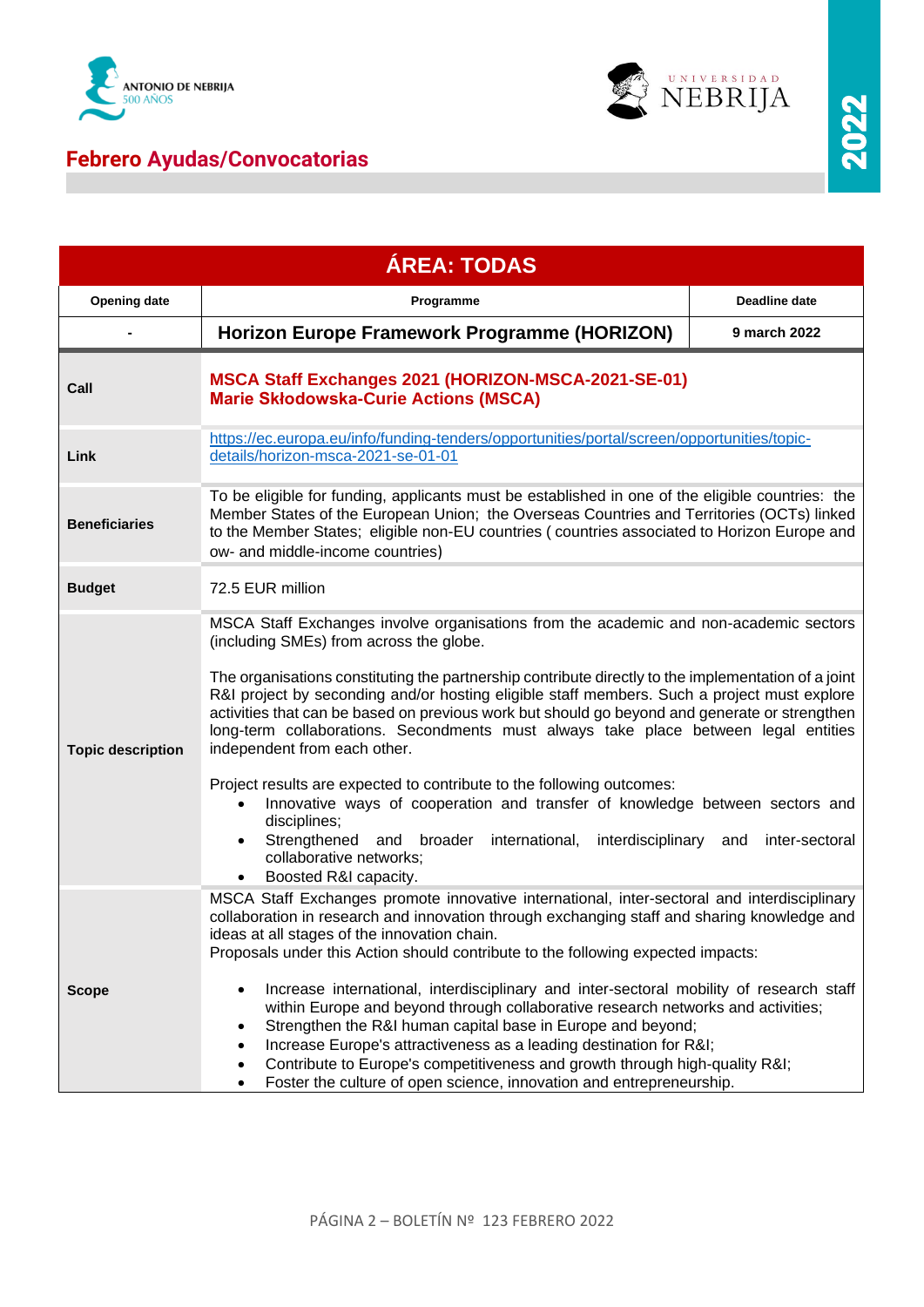## Febrero Ayudas/Convocatorias

| ÁREA: TODAS | | |
|---|---|---|
| **Opening date** | **Programme** | **Deadline date** |
| **-** | **Horizon Europe Framework Programme (HORIZON)** | **9 march 2022** |
| **Call** | **MSCA Staff Exchanges 2021 (HORIZON-MSCA-2021-SE-01) Marie Skłodowska-Curie Actions (MSCA)** | |
| **Link** | https://ec.europa.eu/info/funding-tenders/opportunities/portal/screen/opportunities/topic-details/horizon-msca-2021-se-01-01 | |
| **Beneficiaries** | To be eligible for funding, applicants must be established in one of the eligible countries: the Member States of the European Union; the Overseas Countries and Territories (OCTs) linked to the Member States; eligible non-EU countries ( countries associated to Horizon Europe and ow- and middle-income countries) | |
| **Budget** | 72.5 EUR million | |
| **Topic description** | MSCA Staff Exchanges involve organisations from the academic and non-academic sectors (including SMEs) from across the globe.<br><br>The organisations constituting the partnership contribute directly to the implementation of a joint R&I project by seconding and/or hosting eligible staff members. Such a project must explore activities that can be based on previous work but should go beyond and generate or strengthen long-term collaborations. Secondments must always take place between legal entities independent from each other.<br><br>Project results are expected to contribute to the following outcomes:<br>• Innovative ways of cooperation and transfer of knowledge between sectors and disciplines;<br>• Strengthened and broader international, interdisciplinary and inter-sectoral collaborative networks;<br>• Boosted R&I capacity. | |
| **Scope** | MSCA Staff Exchanges promote innovative international, inter-sectoral and interdisciplinary collaboration in research and innovation through exchanging staff and sharing knowledge and ideas at all stages of the innovation chain.<br>Proposals under this Action should contribute to the following expected impacts:<br><br>• Increase international, interdisciplinary and inter-sectoral mobility of research staff within Europe and beyond through collaborative research networks and activities;<br>• Strengthen the R&I human capital base in Europe and beyond;<br>• Increase Europe's attractiveness as a leading destination for R&I;<br>• Contribute to Europe's competitiveness and growth through high-quality R&I;<br>• Foster the culture of open science, innovation and entrepreneurship. | |